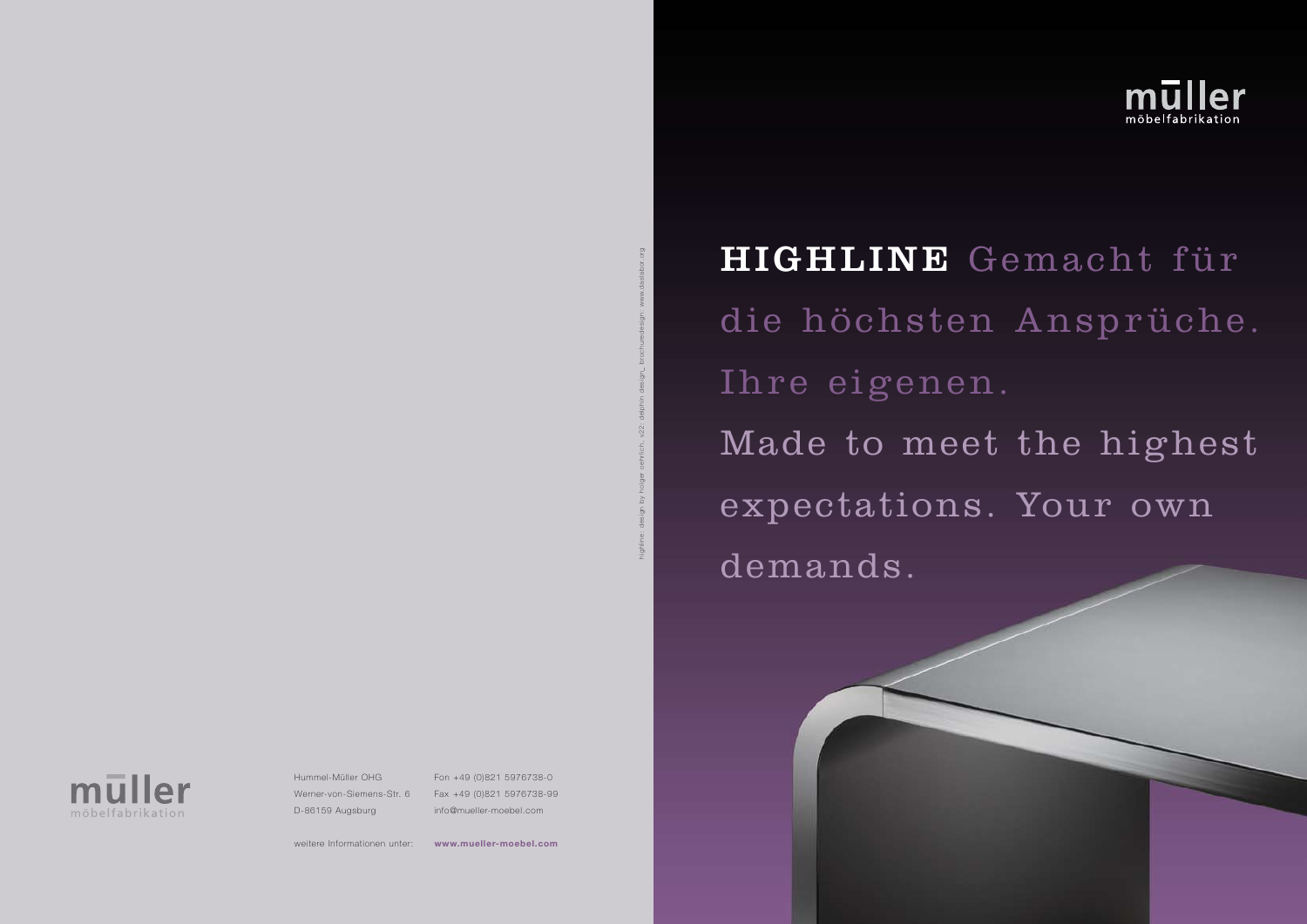müller
möbelfabrikation

**HIGHLINE** Gemacht für die höchsten Ansprüche. Ihre eigenen.

Made to meet the highest expectations. Your own demands.

highline: design by holger oehlrich, v22: delphin design_ brochuredesign: www.daslabor.org

müller
möbelfabrikation

Hummel-Müller OHG
Werner-von-Siemens-Str. 6
D-86159 Augsburg

Fon +49 (0)821 5976738-0
Fax +49 (0)821 5976738-99
info@mueller-moebel.com

weitere Informationen unter: **www.mueller-moebel.com**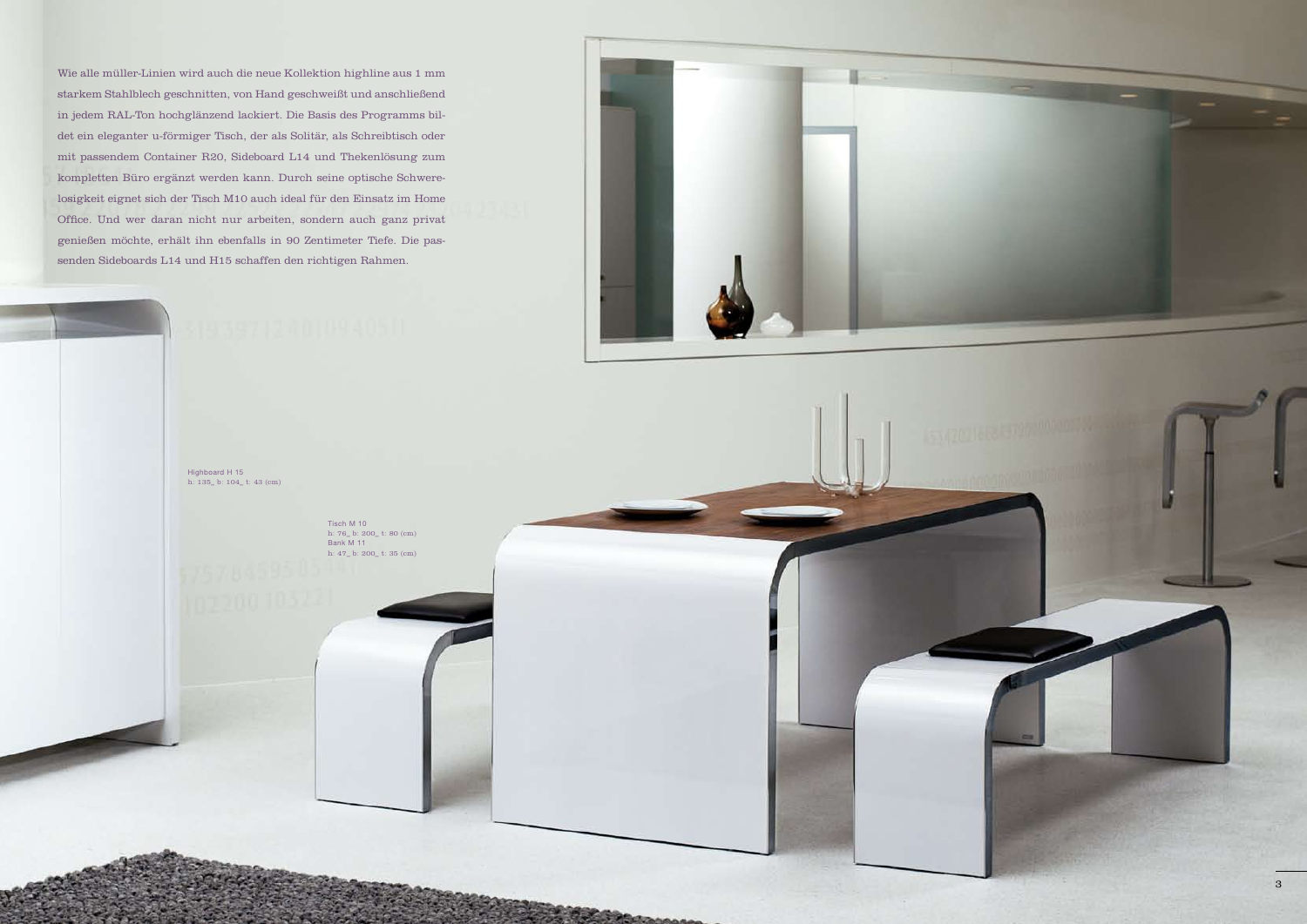Wie alle müller-Linien wird auch die neue Kollektion highline aus 1 mm starkem Stahlblech geschnitten, von Hand geschweißt und anschließend in jedem RAL-Ton hochglänzend lackiert. Die Basis des Programms bildet ein eleganter u-förmiger Tisch, der als Solitär, als Schreibtisch oder mit passendem Container R20, Sideboard L14 und Thekenlösung zum kompletten Büro ergänzt werden kann. Durch seine optische Schwerelosigkeit eignet sich der Tisch M10 auch ideal für den Einsatz im Home Office. Und wer daran nicht nur arbeiten, sondern auch ganz privat genießen möchte, erhält ihn ebenfalls in 90 Zentimeter Tiefe. Die passenden Sideboards L14 und H15 schaffen den richtigen Rahmen.

Highboard H 15
h: 135_ b: 104_ t: 43 (cm)

Tisch M 10
h: 76_ b: 200_ t: 80 (cm)
Bank M 11
h: 47_ b: 200_ t: 35 (cm)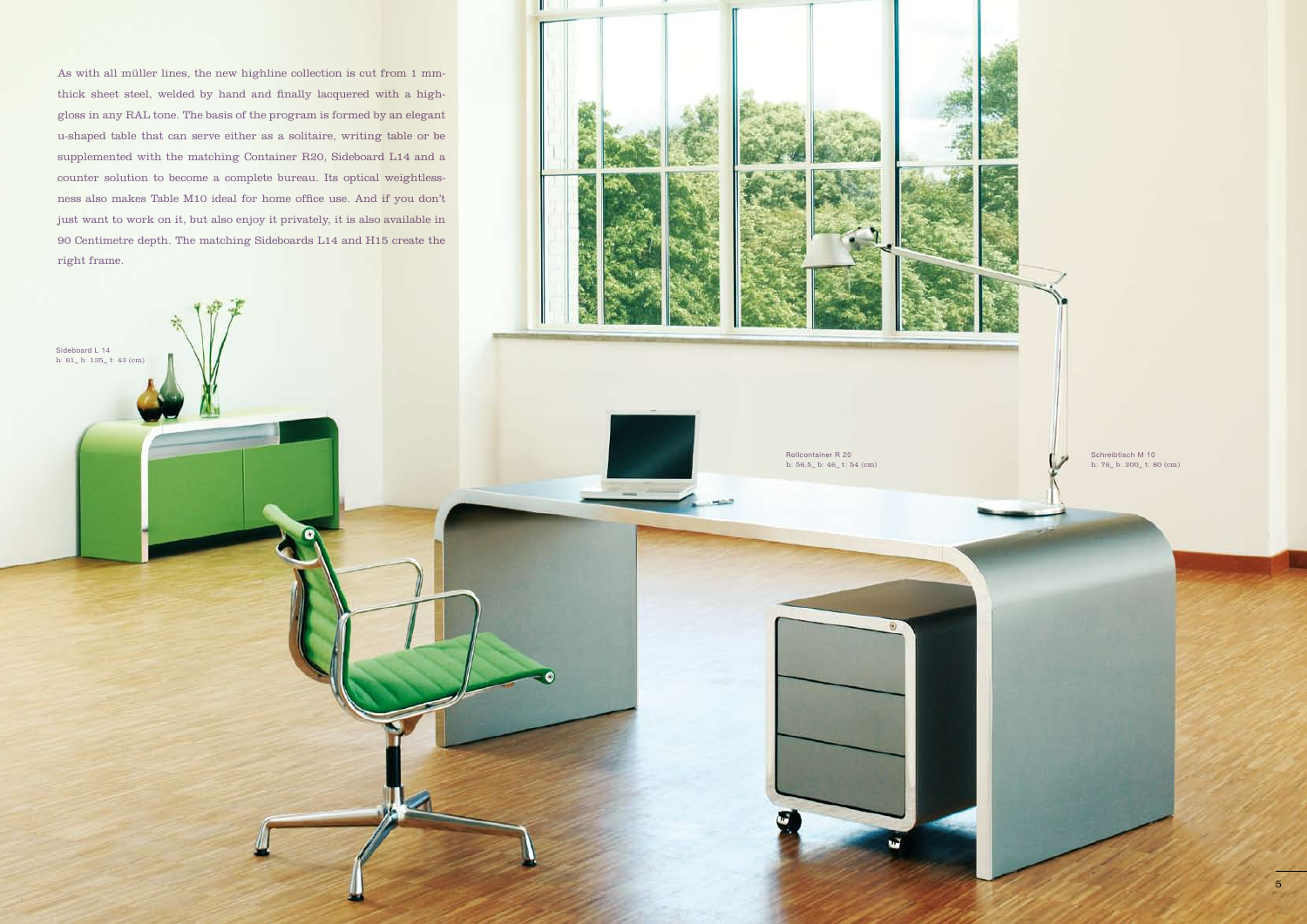As with all müller lines, the new highline collection is cut from 1 mm-thick sheet steel, welded by hand and finally lacquered with a high-gloss in any RAL tone. The basis of the program is formed by an elegant u-shaped table that can serve either as a solitaire, writing table or be supplemented with the matching Container R20, Sideboard L14 and a counter solution to become a complete bureau. Its optical weightlessness also makes Table M10 ideal for home office use. And if you don't just want to work on it, but also enjoy it privately, it is also available in 90 Centimetre depth. The matching Sideboards L14 and H15 create the right frame.

Sideboard L 14
h: 61_ b: 135_ t: 43 (cm)

Rollcontainer R 20
h: 56,5_ b: 46_ t: 54 (cm)

Schreibtisch M 10
h: 76_ b: 200_ t: 80 (cm)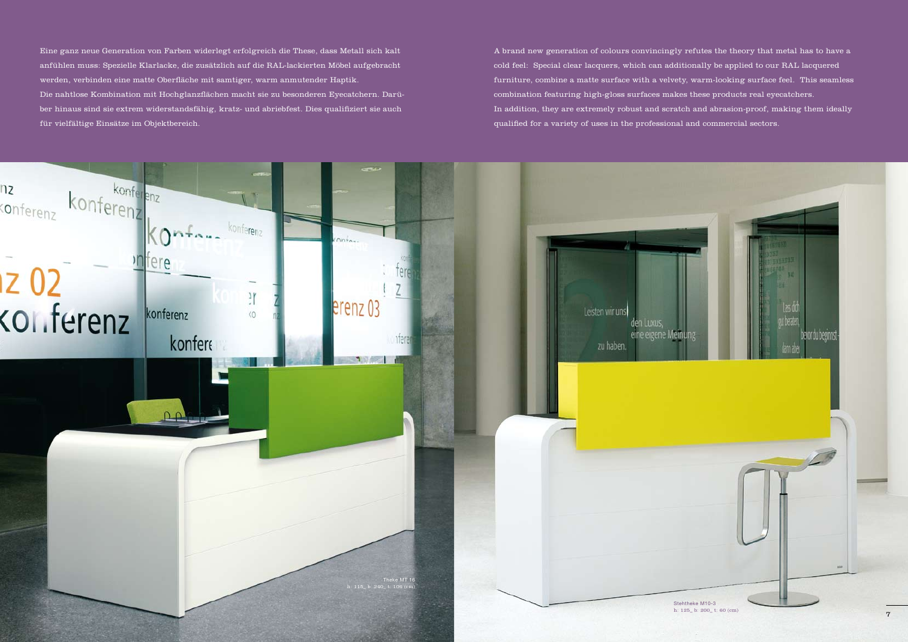Eine ganz neue Generation von Farben widerlegt erfolgreich die These, dass Metall sich kalt anfühlen muss: Spezielle Klarlacke, die zusätzlich auf die RAL-lackierten Möbel aufgebracht werden, verbinden eine matte Oberfläche mit samtiger, warm anmutender Haptik.
Die nahtlose Kombination mit Hochglanzflächen macht sie zu besonderen Eyecatchern. Darüber hinaus sind sie extrem widerstandsfähig, kratz- und abriebfest. Dies qualifiziert sie auch für vielfältige Einsätze im Objektbereich.

A brand new generation of colours convincingly refutes the theory that metal has to have a cold feel: Special clear lacquers, which can additionally be applied to our RAL lacquered furniture, combine a matte surface with a velvety, warm-looking surface feel. This seamless combination featuring high-gloss surfaces makes these products real eyecatchers.
In addition, they are extremely robust and scratch and abrasion-proof, making them ideally qualified for a variety of uses in the professional and commercial sectors.

Theke MT 16
h: 115_ b: 240_ t: 106 (cm)

Stehtheke M10-3
h: 125_ b: 200_ t: 60 (cm)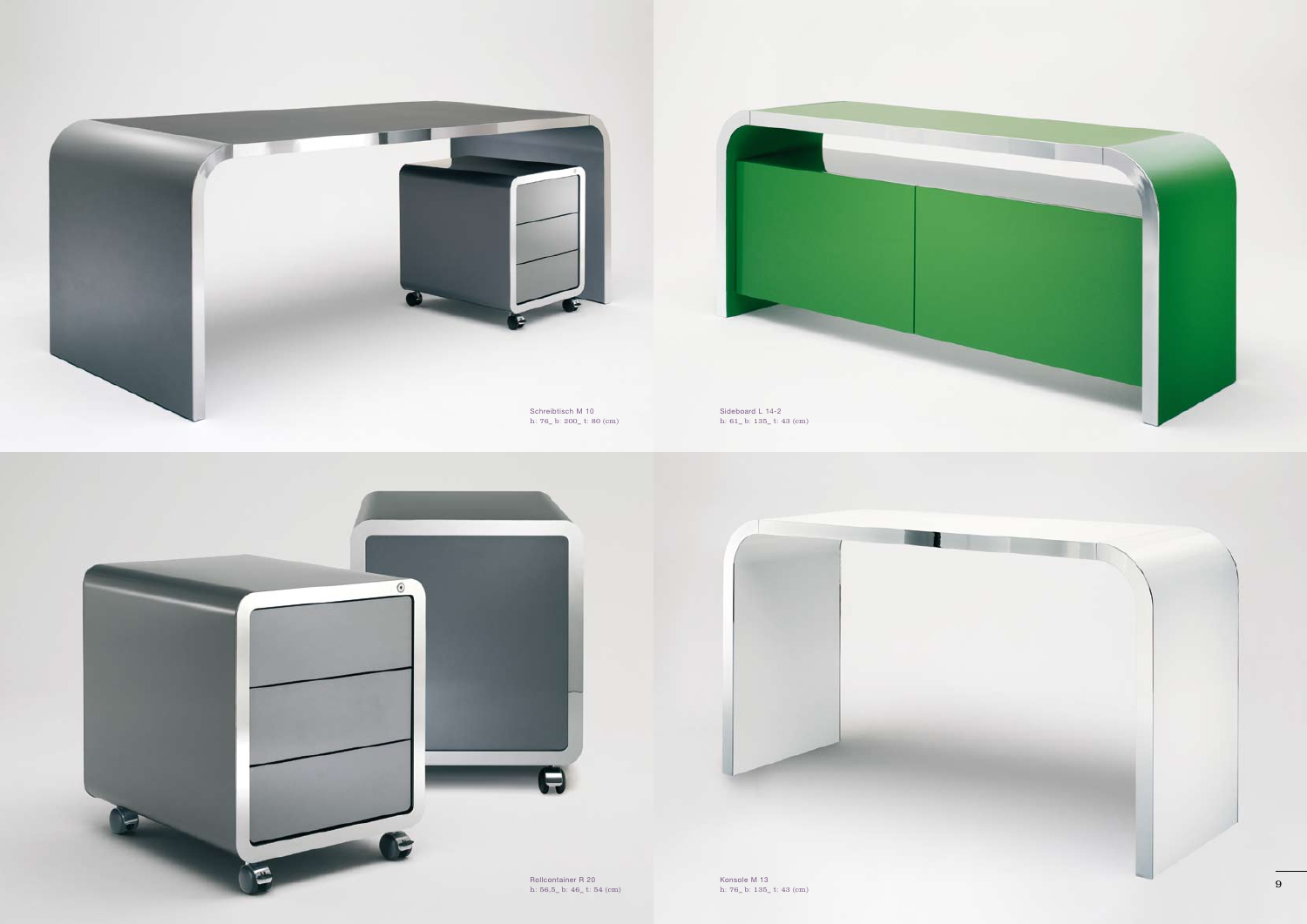Schreibtisch M 10
h: 76_ b: 200_ t: 80 (cm)

Sideboard L 14-2
h: 61_ b: 135_ t: 43 (cm)

Rollcontainer R 20
h: 56,5_ b: 46_ t: 54 (cm)

Konsole M 13
h: 76_ b: 135_ t: 43 (cm)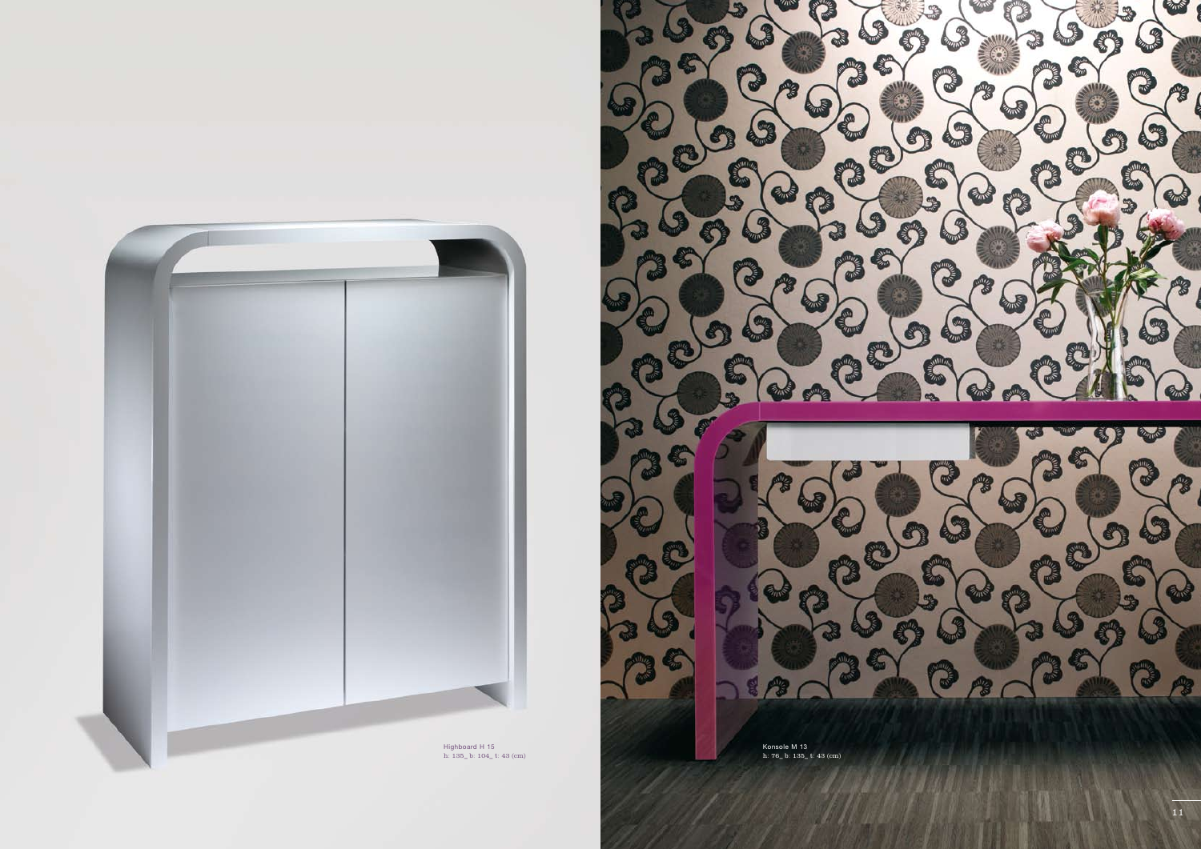Highboard H 15
h: 135_ b: 104_ t: 43 (cm)

Konsole M 13
h: 76_ b: 135_ t: 43 (cm)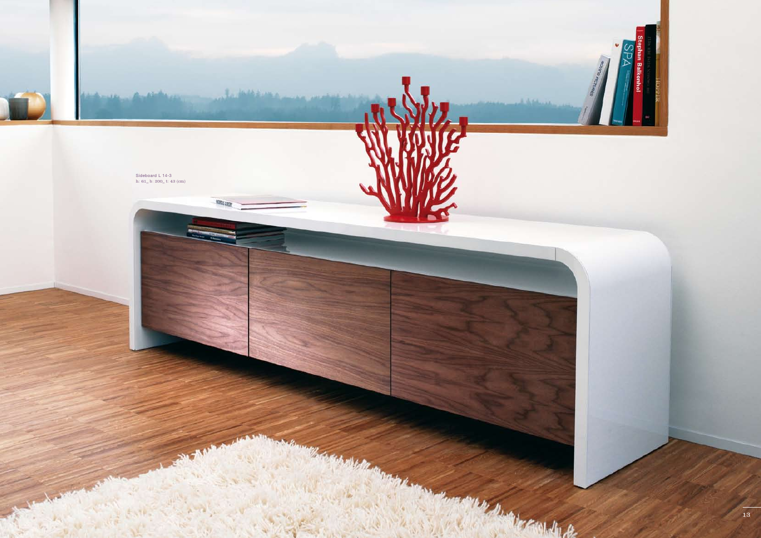Sideboard L 14-3
h: 61_ b: 200_ t: 43 (cm)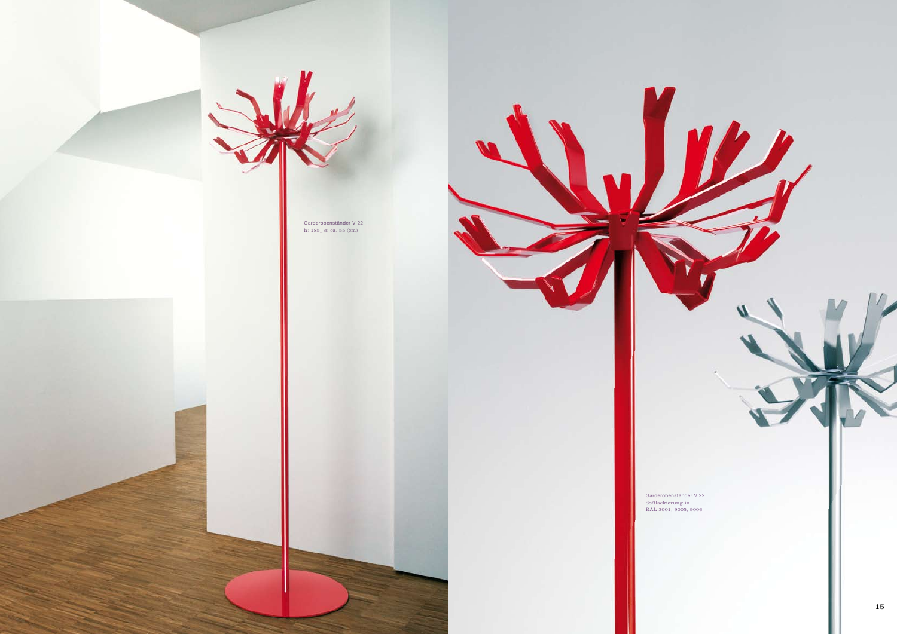Garderobenständer V 22
h. 185_ ø: ca. 55 (cm)

Garderobenständer V 22
Softlackierung in
RAL 3001, 9005, 9006